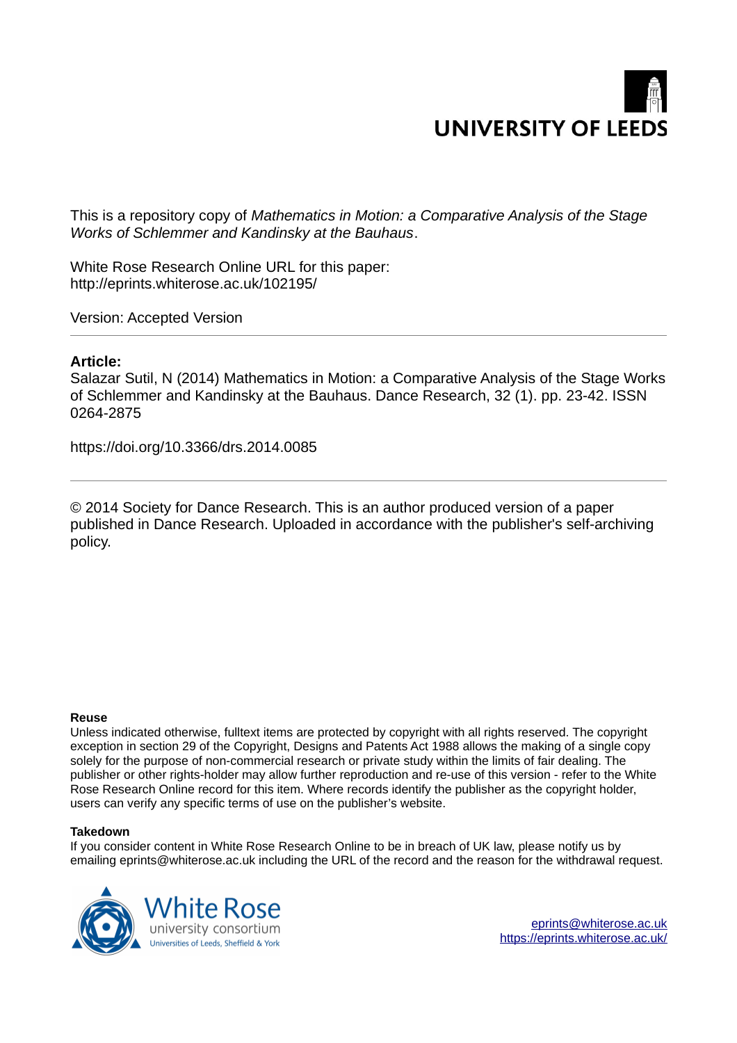UNIVERSITY OF LEEDS

This is a repository copy of *Mathematics in Motion: a Comparative Analysis of the Stage Works of Schlemmer and Kandinsky at the Bauhaus*.

White Rose Research Online URL for this paper:
http://eprints.whiterose.ac.uk/102195/

Version: Accepted Version

---

**Article:**

Salazar Sutil, N (2014) Mathematics in Motion: a Comparative Analysis of the Stage Works of Schlemmer and Kandinsky at the Bauhaus. Dance Research, 32 (1). pp. 23-42. ISSN 0264-2875

https://doi.org/10.3366/drs.2014.0085

---

© 2014 Society for Dance Research. This is an author produced version of a paper published in Dance Research. Uploaded in accordance with the publisher's self-archiving policy.

**Reuse**

Unless indicated otherwise, fulltext items are protected by copyright with all rights reserved. The copyright exception in section 29 of the Copyright, Designs and Patents Act 1988 allows the making of a single copy solely for the purpose of non-commercial research or private study within the limits of fair dealing. The publisher or other rights-holder may allow further reproduction and re-use of this version - refer to the White Rose Research Online record for this item. Where records identify the publisher as the copyright holder, users can verify any specific terms of use on the publisher's website.

**Takedown**

If you consider content in White Rose Research Online to be in breach of UK law, please notify us by emailing eprints@whiterose.ac.uk including the URL of the record and the reason for the withdrawal request.

White Rose university consortium
Universities of Leeds, Sheffield & York

eprints@whiterose.ac.uk
https://eprints.whiterose.ac.uk/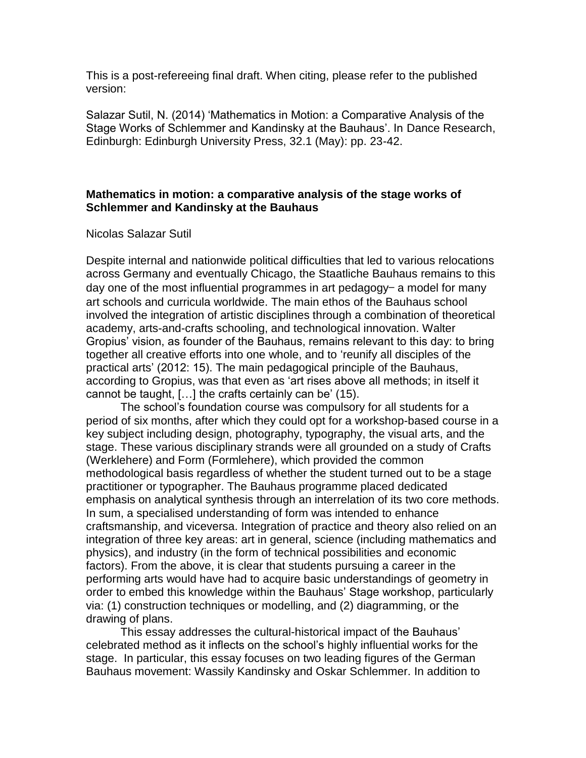This is a post-refereeing final draft. When citing, please refer to the published version:

Salazar Sutil, N. (2014) 'Mathematics in Motion: a Comparative Analysis of the Stage Works of Schlemmer and Kandinsky at the Bauhaus'. In Dance Research, Edinburgh: Edinburgh University Press, 32.1 (May): pp. 23-42.

**Mathematics in motion: a comparative analysis of the stage works of Schlemmer and Kandinsky at the Bauhaus**

Nicolas Salazar Sutil

Despite internal and nationwide political difficulties that led to various relocations across Germany and eventually Chicago, the Staatliche Bauhaus remains to this day one of the most influential programmes in art pedagogy– a model for many art schools and curricula worldwide. The main ethos of the Bauhaus school involved the integration of artistic disciplines through a combination of theoretical academy, arts-and-crafts schooling, and technological innovation. Walter Gropius' vision, as founder of the Bauhaus, remains relevant to this day: to bring together all creative efforts into one whole, and to 'reunify all disciples of the practical arts' (2012: 15). The main pedagogical principle of the Bauhaus, according to Gropius, was that even as 'art rises above all methods; in itself it cannot be taught, […] the crafts certainly can be' (15).

The school's foundation course was compulsory for all students for a period of six months, after which they could opt for a workshop-based course in a key subject including design, photography, typography, the visual arts, and the stage. These various disciplinary strands were all grounded on a study of Crafts (Werklehere) and Form (Formlehere), which provided the common methodological basis regardless of whether the student turned out to be a stage practitioner or typographer. The Bauhaus programme placed dedicated emphasis on analytical synthesis through an interrelation of its two core methods. In sum, a specialised understanding of form was intended to enhance craftsmanship, and viceversa. Integration of practice and theory also relied on an integration of three key areas: art in general, science (including mathematics and physics), and industry (in the form of technical possibilities and economic factors). From the above, it is clear that students pursuing a career in the performing arts would have had to acquire basic understandings of geometry in order to embed this knowledge within the Bauhaus' Stage workshop, particularly via: (1) construction techniques or modelling, and (2) diagramming, or the drawing of plans.

This essay addresses the cultural-historical impact of the Bauhaus' celebrated method as it inflects on the school's highly influential works for the stage. In particular, this essay focuses on two leading figures of the German Bauhaus movement: Wassily Kandinsky and Oskar Schlemmer. In addition to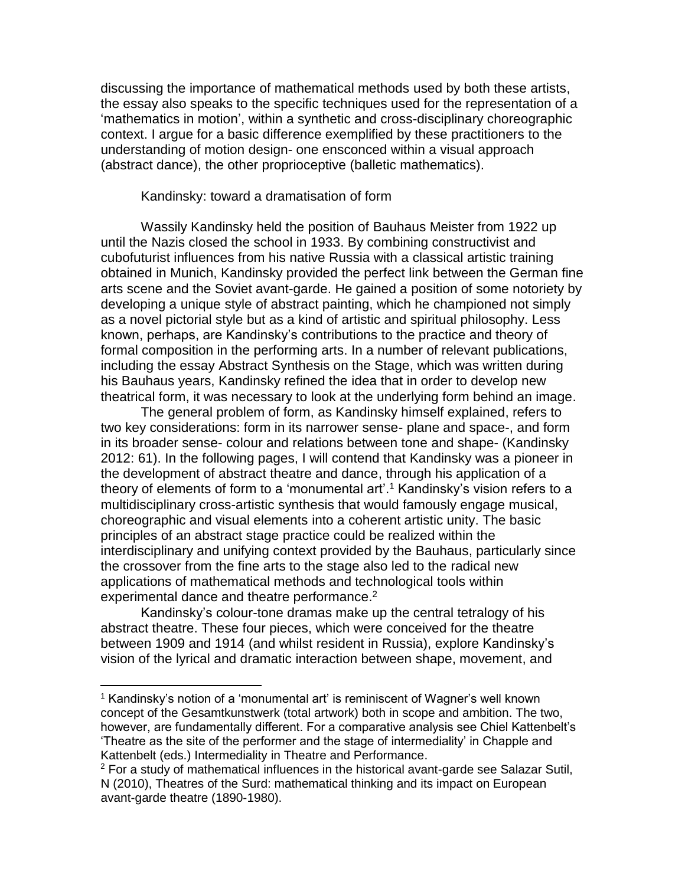discussing the importance of mathematical methods used by both these artists, the essay also speaks to the specific techniques used for the representation of a 'mathematics in motion', within a synthetic and cross-disciplinary choreographic context. I argue for a basic difference exemplified by these practitioners to the understanding of motion design- one ensconced within a visual approach (abstract dance), the other proprioceptive (balletic mathematics).

## Kandinsky: toward a dramatisation of form

Wassily Kandinsky held the position of Bauhaus Meister from 1922 up until the Nazis closed the school in 1933. By combining constructivist and cubofuturist influences from his native Russia with a classical artistic training obtained in Munich, Kandinsky provided the perfect link between the German fine arts scene and the Soviet avant-garde. He gained a position of some notoriety by developing a unique style of abstract painting, which he championed not simply as a novel pictorial style but as a kind of artistic and spiritual philosophy. Less known, perhaps, are Kandinsky's contributions to the practice and theory of formal composition in the performing arts. In a number of relevant publications, including the essay Abstract Synthesis on the Stage, which was written during his Bauhaus years, Kandinsky refined the idea that in order to develop new theatrical form, it was necessary to look at the underlying form behind an image.

The general problem of form, as Kandinsky himself explained, refers to two key considerations: form in its narrower sense- plane and space-, and form in its broader sense- colour and relations between tone and shape- (Kandinsky 2012: 61). In the following pages, I will contend that Kandinsky was a pioneer in the development of abstract theatre and dance, through his application of a theory of elements of form to a 'monumental art'.[1] Kandinsky's vision refers to a multidisciplinary cross-artistic synthesis that would famously engage musical, choreographic and visual elements into a coherent artistic unity. The basic principles of an abstract stage practice could be realized within the interdisciplinary and unifying context provided by the Bauhaus, particularly since the crossover from the fine arts to the stage also led to the radical new applications of mathematical methods and technological tools within experimental dance and theatre performance.[2]

Kandinsky's colour-tone dramas make up the central tetralogy of his abstract theatre. These four pieces, which were conceived for the theatre between 1909 and 1914 (and whilst resident in Russia), explore Kandinsky's vision of the lyrical and dramatic interaction between shape, movement, and

---

[1] Kandinsky's notion of a 'monumental art' is reminiscent of Wagner's well known concept of the Gesamtkunstwerk (total artwork) both in scope and ambition. The two, however, are fundamentally different. For a comparative analysis see Chiel Kattenbelt's 'Theatre as the site of the performer and the stage of intermediality' in Chapple and Kattenbelt (eds.) Intermediality in Theatre and Performance.

[2] For a study of mathematical influences in the historical avant-garde see Salazar Sutil, N (2010), Theatres of the Surd: mathematical thinking and its impact on European avant-garde theatre (1890-1980).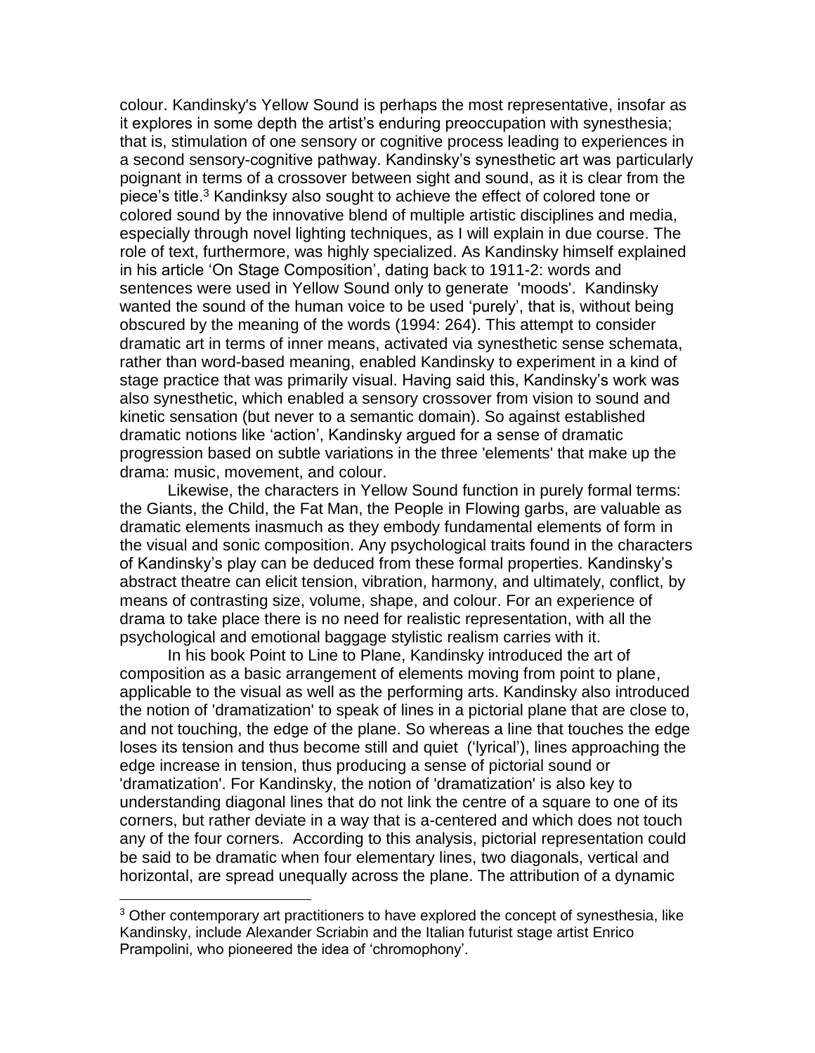colour. Kandinsky's Yellow Sound is perhaps the most representative, insofar as it explores in some depth the artist's enduring preoccupation with synesthesia; that is, stimulation of one sensory or cognitive process leading to experiences in a second sensory-cognitive pathway. Kandinsky's synesthetic art was particularly poignant in terms of a crossover between sight and sound, as it is clear from the piece's title.[3] Kandinksy also sought to achieve the effect of colored tone or colored sound by the innovative blend of multiple artistic disciplines and media, especially through novel lighting techniques, as I will explain in due course. The role of text, furthermore, was highly specialized. As Kandinsky himself explained in his article 'On Stage Composition', dating back to 1911-2: words and sentences were used in Yellow Sound only to generate 'moods'. Kandinsky wanted the sound of the human voice to be used 'purely', that is, without being obscured by the meaning of the words (1994: 264). This attempt to consider dramatic art in terms of inner means, activated via synesthetic sense schemata, rather than word-based meaning, enabled Kandinsky to experiment in a kind of stage practice that was primarily visual. Having said this, Kandinsky's work was also synesthetic, which enabled a sensory crossover from vision to sound and kinetic sensation (but never to a semantic domain). So against established dramatic notions like 'action', Kandinsky argued for a sense of dramatic progression based on subtle variations in the three 'elements' that make up the drama: music, movement, and colour.

Likewise, the characters in Yellow Sound function in purely formal terms: the Giants, the Child, the Fat Man, the People in Flowing garbs, are valuable as dramatic elements inasmuch as they embody fundamental elements of form in the visual and sonic composition. Any psychological traits found in the characters of Kandinsky's play can be deduced from these formal properties. Kandinsky's abstract theatre can elicit tension, vibration, harmony, and ultimately, conflict, by means of contrasting size, volume, shape, and colour. For an experience of drama to take place there is no need for realistic representation, with all the psychological and emotional baggage stylistic realism carries with it.

In his book Point to Line to Plane, Kandinsky introduced the art of composition as a basic arrangement of elements moving from point to plane, applicable to the visual as well as the performing arts. Kandinsky also introduced the notion of 'dramatization' to speak of lines in a pictorial plane that are close to, and not touching, the edge of the plane. So whereas a line that touches the edge loses its tension and thus become still and quiet ('lyrical'), lines approaching the edge increase in tension, thus producing a sense of pictorial sound or 'dramatization'. For Kandinsky, the notion of 'dramatization' is also key to understanding diagonal lines that do not link the centre of a square to one of its corners, but rather deviate in a way that is a-centered and which does not touch any of the four corners. According to this analysis, pictorial representation could be said to be dramatic when four elementary lines, two diagonals, vertical and horizontal, are spread unequally across the plane. The attribution of a dynamic

[3] Other contemporary art practitioners to have explored the concept of synesthesia, like Kandinsky, include Alexander Scriabin and the Italian futurist stage artist Enrico Prampolini, who pioneered the idea of 'chromophony'.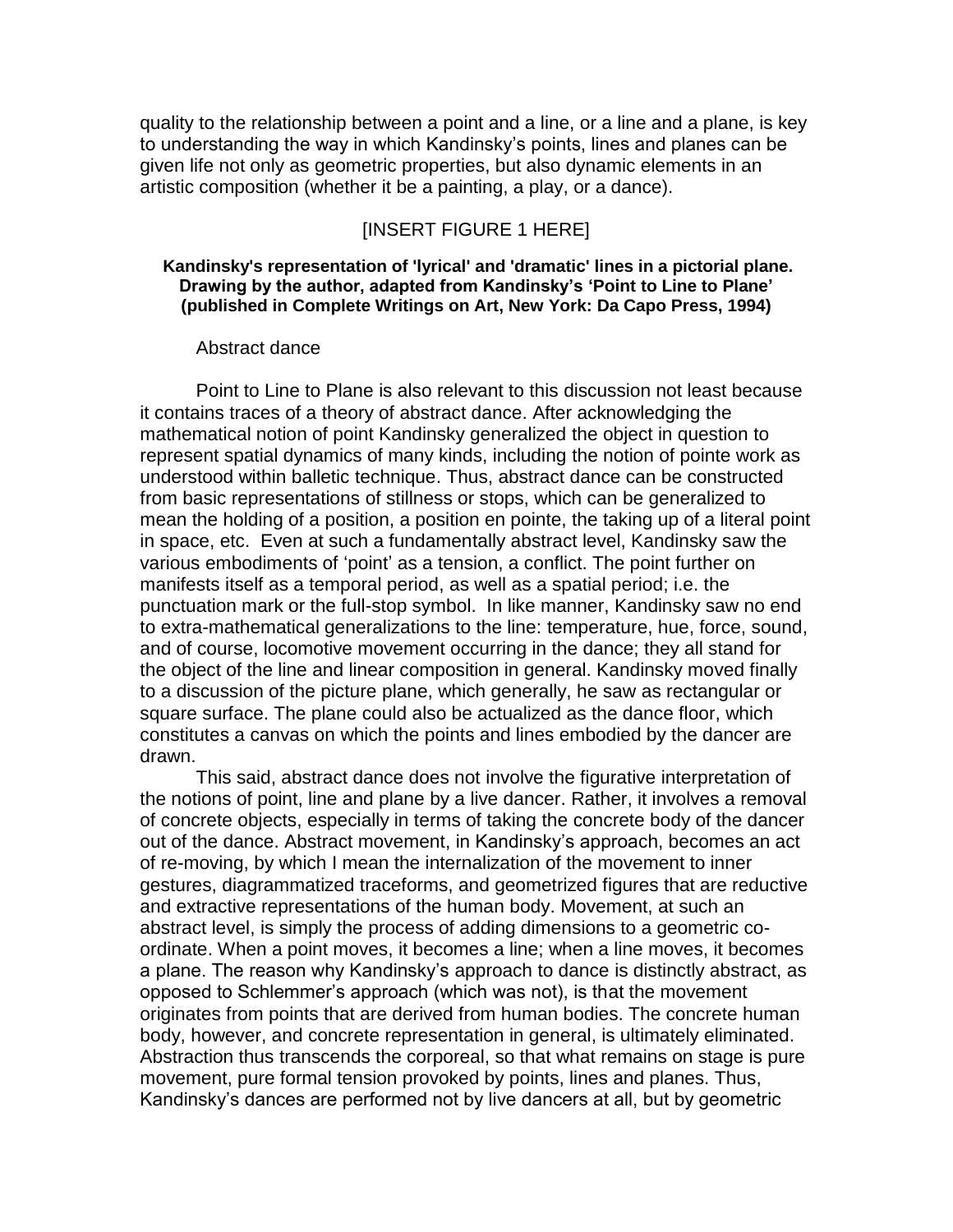quality to the relationship between a point and a line, or a line and a plane, is key to understanding the way in which Kandinsky's points, lines and planes can be given life not only as geometric properties, but also dynamic elements in an artistic composition (whether it be a painting, a play, or a dance).

[INSERT FIGURE 1 HERE]

**Kandinsky's representation of 'lyrical' and 'dramatic' lines in a pictorial plane. Drawing by the author, adapted from Kandinsky's 'Point to Line to Plane' (published in Complete Writings on Art, New York: Da Capo Press, 1994)**

## Abstract dance

Point to Line to Plane is also relevant to this discussion not least because it contains traces of a theory of abstract dance. After acknowledging the mathematical notion of point Kandinsky generalized the object in question to represent spatial dynamics of many kinds, including the notion of pointe work as understood within balletic technique. Thus, abstract dance can be constructed from basic representations of stillness or stops, which can be generalized to mean the holding of a position, a position en pointe, the taking up of a literal point in space, etc. Even at such a fundamentally abstract level, Kandinsky saw the various embodiments of 'point' as a tension, a conflict. The point further on manifests itself as a temporal period, as well as a spatial period; i.e. the punctuation mark or the full-stop symbol. In like manner, Kandinsky saw no end to extra-mathematical generalizations to the line: temperature, hue, force, sound, and of course, locomotive movement occurring in the dance; they all stand for the object of the line and linear composition in general. Kandinsky moved finally to a discussion of the picture plane, which generally, he saw as rectangular or square surface. The plane could also be actualized as the dance floor, which constitutes a canvas on which the points and lines embodied by the dancer are drawn.

This said, abstract dance does not involve the figurative interpretation of the notions of point, line and plane by a live dancer. Rather, it involves a removal of concrete objects, especially in terms of taking the concrete body of the dancer out of the dance. Abstract movement, in Kandinsky's approach, becomes an act of re-moving, by which I mean the internalization of the movement to inner gestures, diagrammatized traceforms, and geometrized figures that are reductive and extractive representations of the human body. Movement, at such an abstract level, is simply the process of adding dimensions to a geometric co-ordinate. When a point moves, it becomes a line; when a line moves, it becomes a plane. The reason why Kandinsky's approach to dance is distinctly abstract, as opposed to Schlemmer's approach (which was not), is that the movement originates from points that are derived from human bodies. The concrete human body, however, and concrete representation in general, is ultimately eliminated. Abstraction thus transcends the corporeal, so that what remains on stage is pure movement, pure formal tension provoked by points, lines and planes. Thus, Kandinsky's dances are performed not by live dancers at all, but by geometric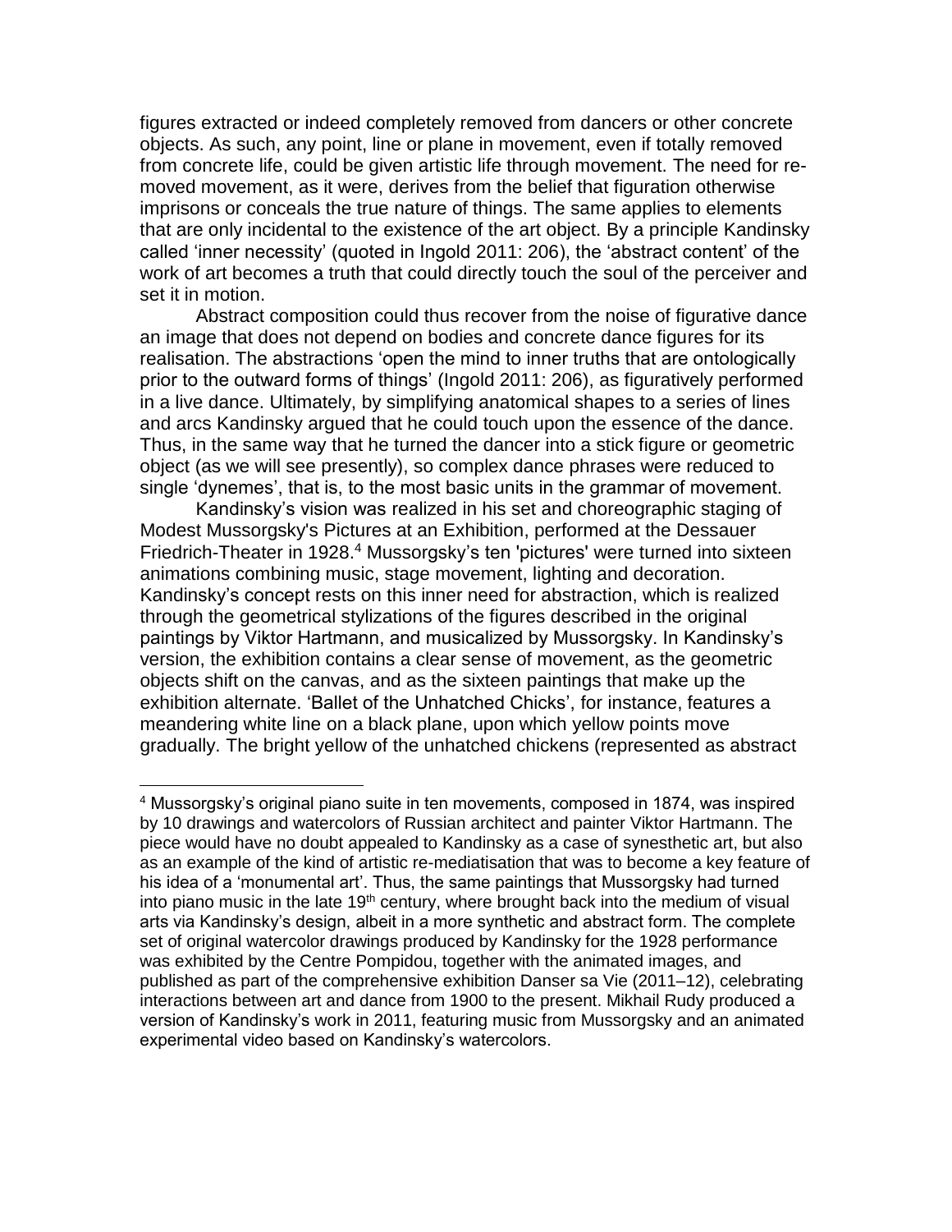figures extracted or indeed completely removed from dancers or other concrete objects. As such, any point, line or plane in movement, even if totally removed from concrete life, could be given artistic life through movement. The need for re-moved movement, as it were, derives from the belief that figuration otherwise imprisons or conceals the true nature of things. The same applies to elements that are only incidental to the existence of the art object. By a principle Kandinsky called 'inner necessity' (quoted in Ingold 2011: 206), the 'abstract content' of the work of art becomes a truth that could directly touch the soul of the perceiver and set it in motion.

Abstract composition could thus recover from the noise of figurative dance an image that does not depend on bodies and concrete dance figures for its realisation. The abstractions 'open the mind to inner truths that are ontologically prior to the outward forms of things' (Ingold 2011: 206), as figuratively performed in a live dance. Ultimately, by simplifying anatomical shapes to a series of lines and arcs Kandinsky argued that he could touch upon the essence of the dance. Thus, in the same way that he turned the dancer into a stick figure or geometric object (as we will see presently), so complex dance phrases were reduced to single 'dynemes', that is, to the most basic units in the grammar of movement.

Kandinsky's vision was realized in his set and choreographic staging of Modest Mussorgsky's Pictures at an Exhibition, performed at the Dessauer Friedrich-Theater in 1928.[4] Mussorgsky's ten 'pictures' were turned into sixteen animations combining music, stage movement, lighting and decoration. Kandinsky's concept rests on this inner need for abstraction, which is realized through the geometrical stylizations of the figures described in the original paintings by Viktor Hartmann, and musicalized by Mussorgsky. In Kandinsky's version, the exhibition contains a clear sense of movement, as the geometric objects shift on the canvas, and as the sixteen paintings that make up the exhibition alternate. 'Ballet of the Unhatched Chicks', for instance, features a meandering white line on a black plane, upon which yellow points move gradually. The bright yellow of the unhatched chickens (represented as abstract

[4] Mussorgsky's original piano suite in ten movements, composed in 1874, was inspired by 10 drawings and watercolors of Russian architect and painter Viktor Hartmann. The piece would have no doubt appealed to Kandinsky as a case of synesthetic art, but also as an example of the kind of artistic re-mediatisation that was to become a key feature of his idea of a 'monumental art'. Thus, the same paintings that Mussorgsky had turned into piano music in the late 19th century, where brought back into the medium of visual arts via Kandinsky's design, albeit in a more synthetic and abstract form. The complete set of original watercolor drawings produced by Kandinsky for the 1928 performance was exhibited by the Centre Pompidou, together with the animated images, and published as part of the comprehensive exhibition Danser sa Vie (2011–12), celebrating interactions between art and dance from 1900 to the present. Mikhail Rudy produced a version of Kandinsky's work in 2011, featuring music from Mussorgsky and an animated experimental video based on Kandinsky's watercolors.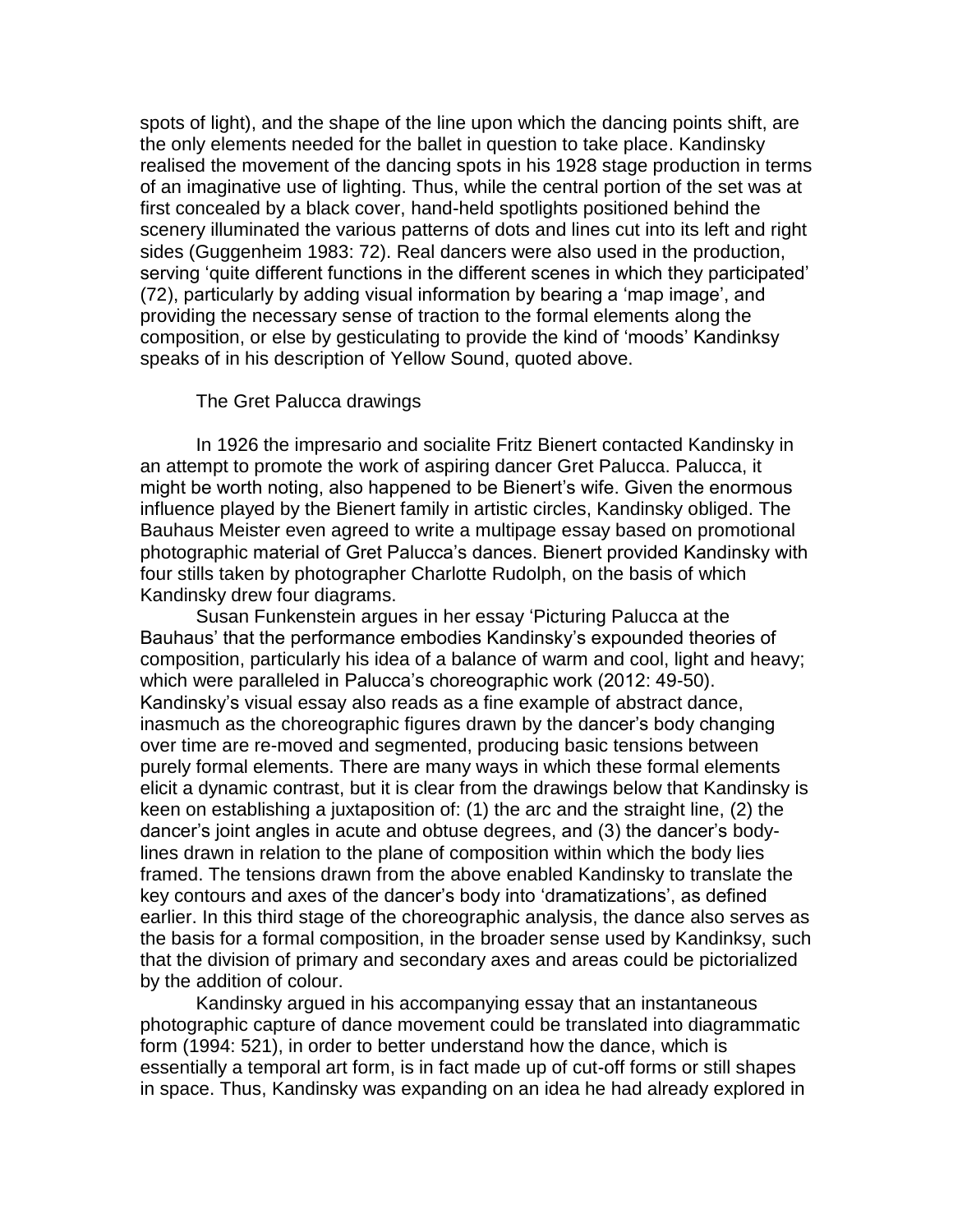spots of light), and the shape of the line upon which the dancing points shift, are the only elements needed for the ballet in question to take place. Kandinsky realised the movement of the dancing spots in his 1928 stage production in terms of an imaginative use of lighting. Thus, while the central portion of the set was at first concealed by a black cover, hand-held spotlights positioned behind the scenery illuminated the various patterns of dots and lines cut into its left and right sides (Guggenheim 1983: 72). Real dancers were also used in the production, serving 'quite different functions in the different scenes in which they participated' (72), particularly by adding visual information by bearing a 'map image', and providing the necessary sense of traction to the formal elements along the composition, or else by gesticulating to provide the kind of 'moods' Kandinksy speaks of in his description of Yellow Sound, quoted above.

## The Gret Palucca drawings

In 1926 the impresario and socialite Fritz Bienert contacted Kandinsky in an attempt to promote the work of aspiring dancer Gret Palucca. Palucca, it might be worth noting, also happened to be Bienert's wife. Given the enormous influence played by the Bienert family in artistic circles, Kandinsky obliged. The Bauhaus Meister even agreed to write a multipage essay based on promotional photographic material of Gret Palucca's dances. Bienert provided Kandinsky with four stills taken by photographer Charlotte Rudolph, on the basis of which Kandinsky drew four diagrams.

Susan Funkenstein argues in her essay 'Picturing Palucca at the Bauhaus' that the performance embodies Kandinsky's expounded theories of composition, particularly his idea of a balance of warm and cool, light and heavy; which were paralleled in Palucca's choreographic work (2012: 49-50). Kandinsky's visual essay also reads as a fine example of abstract dance, inasmuch as the choreographic figures drawn by the dancer's body changing over time are re-moved and segmented, producing basic tensions between purely formal elements. There are many ways in which these formal elements elicit a dynamic contrast, but it is clear from the drawings below that Kandinsky is keen on establishing a juxtaposition of: (1) the arc and the straight line, (2) the dancer's joint angles in acute and obtuse degrees, and (3) the dancer's body-lines drawn in relation to the plane of composition within which the body lies framed. The tensions drawn from the above enabled Kandinsky to translate the key contours and axes of the dancer's body into 'dramatizations', as defined earlier. In this third stage of the choreographic analysis, the dance also serves as the basis for a formal composition, in the broader sense used by Kandinksy, such that the division of primary and secondary axes and areas could be pictorialized by the addition of colour.

Kandinsky argued in his accompanying essay that an instantaneous photographic capture of dance movement could be translated into diagrammatic form (1994: 521), in order to better understand how the dance, which is essentially a temporal art form, is in fact made up of cut-off forms or still shapes in space. Thus, Kandinsky was expanding on an idea he had already explored in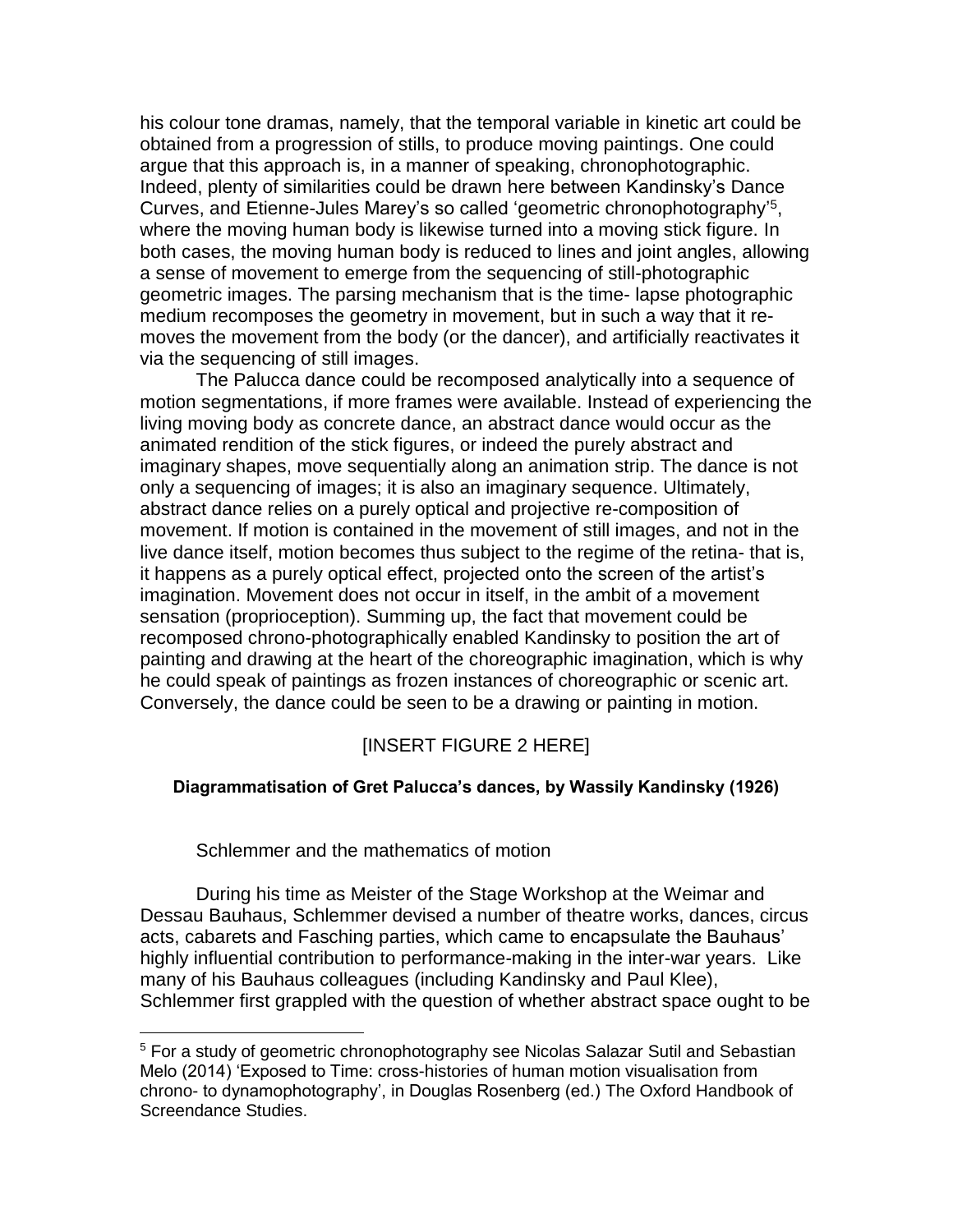his colour tone dramas, namely, that the temporal variable in kinetic art could be obtained from a progression of stills, to produce moving paintings. One could argue that this approach is, in a manner of speaking, chronophotographic. Indeed, plenty of similarities could be drawn here between Kandinsky's Dance Curves, and Etienne-Jules Marey's so called 'geometric chronophotography'[5], where the moving human body is likewise turned into a moving stick figure. In both cases, the moving human body is reduced to lines and joint angles, allowing a sense of movement to emerge from the sequencing of still-photographic geometric images. The parsing mechanism that is the time- lapse photographic medium recomposes the geometry in movement, but in such a way that it re-moves the movement from the body (or the dancer), and artificially reactivates it via the sequencing of still images.

The Palucca dance could be recomposed analytically into a sequence of motion segmentations, if more frames were available. Instead of experiencing the living moving body as concrete dance, an abstract dance would occur as the animated rendition of the stick figures, or indeed the purely abstract and imaginary shapes, move sequentially along an animation strip. The dance is not only a sequencing of images; it is also an imaginary sequence. Ultimately, abstract dance relies on a purely optical and projective re-composition of movement. If motion is contained in the movement of still images, and not in the live dance itself, motion becomes thus subject to the regime of the retina- that is, it happens as a purely optical effect, projected onto the screen of the artist's imagination. Movement does not occur in itself, in the ambit of a movement sensation (proprioception). Summing up, the fact that movement could be recomposed chrono-photographically enabled Kandinsky to position the art of painting and drawing at the heart of the choreographic imagination, which is why he could speak of paintings as frozen instances of choreographic or scenic art. Conversely, the dance could be seen to be a drawing or painting in motion.

[INSERT FIGURE 2 HERE]

**Diagrammatisation of Gret Palucca's dances, by Wassily Kandinsky (1926)**

Schlemmer and the mathematics of motion

During his time as Meister of the Stage Workshop at the Weimar and Dessau Bauhaus, Schlemmer devised a number of theatre works, dances, circus acts, cabarets and Fasching parties, which came to encapsulate the Bauhaus' highly influential contribution to performance-making in the inter-war years. Like many of his Bauhaus colleagues (including Kandinsky and Paul Klee), Schlemmer first grappled with the question of whether abstract space ought to be

[5] For a study of geometric chronophotography see Nicolas Salazar Sutil and Sebastian Melo (2014) 'Exposed to Time: cross-histories of human motion visualisation from chrono- to dynamophotography', in Douglas Rosenberg (ed.) The Oxford Handbook of Screendance Studies.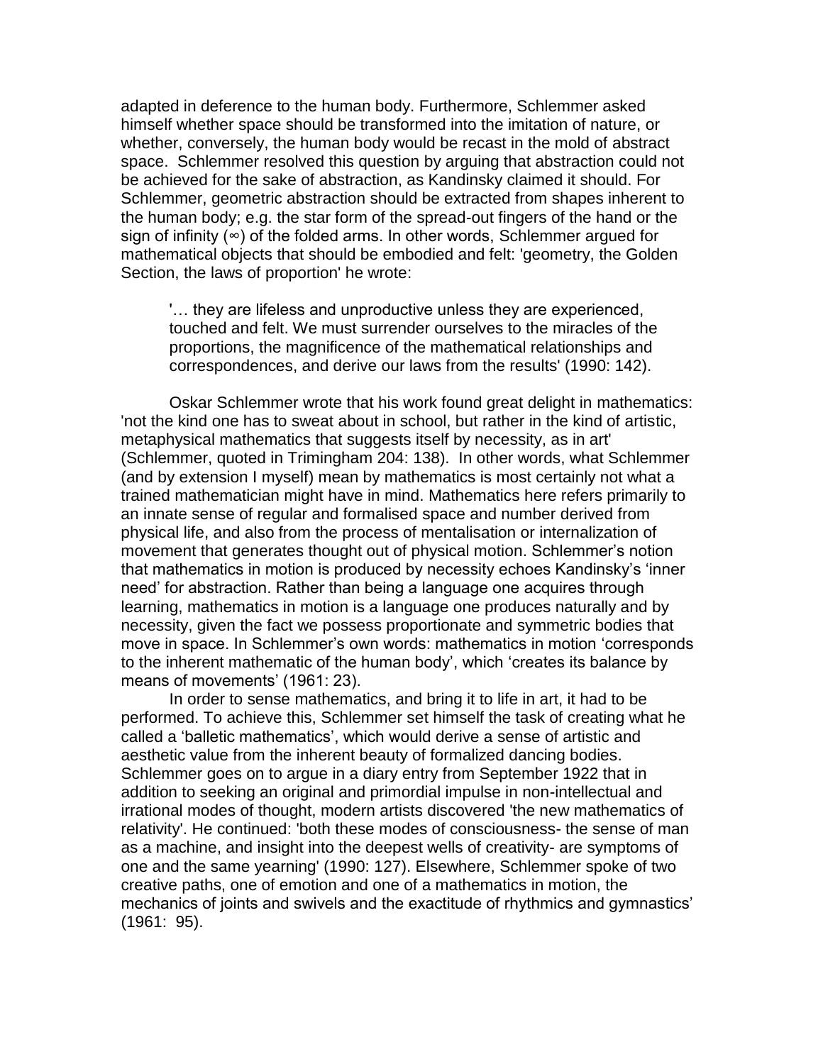adapted in deference to the human body. Furthermore, Schlemmer asked himself whether space should be transformed into the imitation of nature, or whether, conversely, the human body would be recast in the mold of abstract space. Schlemmer resolved this question by arguing that abstraction could not be achieved for the sake of abstraction, as Kandinsky claimed it should. For Schlemmer, geometric abstraction should be extracted from shapes inherent to the human body; e.g. the star form of the spread-out fingers of the hand or the sign of infinity (∞) of the folded arms. In other words, Schlemmer argued for mathematical objects that should be embodied and felt: 'geometry, the Golden Section, the laws of proportion' he wrote:

> '… they are lifeless and unproductive unless they are experienced, touched and felt. We must surrender ourselves to the miracles of the proportions, the magnificence of the mathematical relationships and correspondences, and derive our laws from the results' (1990: 142).

Oskar Schlemmer wrote that his work found great delight in mathematics: 'not the kind one has to sweat about in school, but rather in the kind of artistic, metaphysical mathematics that suggests itself by necessity, as in art' (Schlemmer, quoted in Trimingham 204: 138). In other words, what Schlemmer (and by extension I myself) mean by mathematics is most certainly not what a trained mathematician might have in mind. Mathematics here refers primarily to an innate sense of regular and formalised space and number derived from physical life, and also from the process of mentalisation or internalization of movement that generates thought out of physical motion. Schlemmer's notion that mathematics in motion is produced by necessity echoes Kandinsky's 'inner need' for abstraction. Rather than being a language one acquires through learning, mathematics in motion is a language one produces naturally and by necessity, given the fact we possess proportionate and symmetric bodies that move in space. In Schlemmer's own words: mathematics in motion 'corresponds to the inherent mathematic of the human body', which 'creates its balance by means of movements' (1961: 23).

In order to sense mathematics, and bring it to life in art, it had to be performed. To achieve this, Schlemmer set himself the task of creating what he called a 'balletic mathematics', which would derive a sense of artistic and aesthetic value from the inherent beauty of formalized dancing bodies. Schlemmer goes on to argue in a diary entry from September 1922 that in addition to seeking an original and primordial impulse in non-intellectual and irrational modes of thought, modern artists discovered 'the new mathematics of relativity'. He continued: 'both these modes of consciousness- the sense of man as a machine, and insight into the deepest wells of creativity- are symptoms of one and the same yearning' (1990: 127). Elsewhere, Schlemmer spoke of two creative paths, one of emotion and one of a mathematics in motion, the mechanics of joints and swivels and the exactitude of rhythmics and gymnastics' (1961: 95).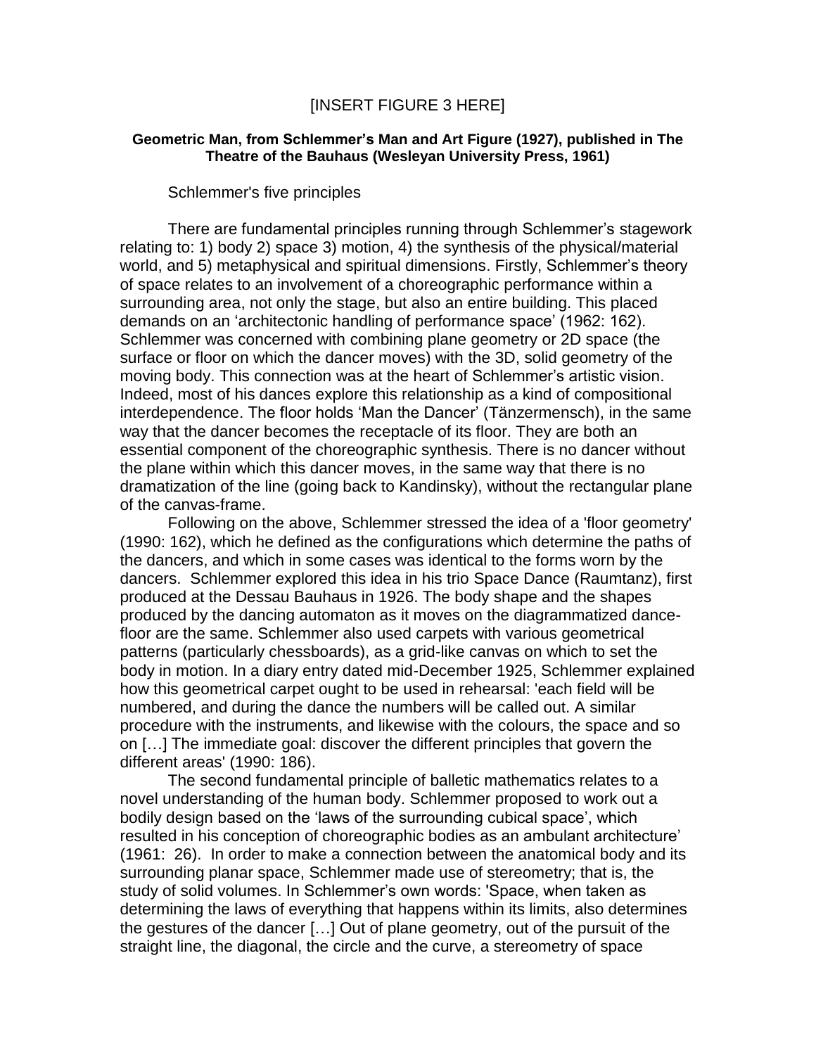[INSERT FIGURE 3 HERE]

**Geometric Man, from Schlemmer's Man and Art Figure (1927), published in The Theatre of the Bauhaus (Wesleyan University Press, 1961)**

Schlemmer's five principles

There are fundamental principles running through Schlemmer's stagework relating to: 1) body 2) space 3) motion, 4) the synthesis of the physical/material world, and 5) metaphysical and spiritual dimensions. Firstly, Schlemmer's theory of space relates to an involvement of a choreographic performance within a surrounding area, not only the stage, but also an entire building. This placed demands on an 'architectonic handling of performance space' (1962: 162). Schlemmer was concerned with combining plane geometry or 2D space (the surface or floor on which the dancer moves) with the 3D, solid geometry of the moving body. This connection was at the heart of Schlemmer's artistic vision. Indeed, most of his dances explore this relationship as a kind of compositional interdependence. The floor holds 'Man the Dancer' (Tänzermensch), in the same way that the dancer becomes the receptacle of its floor. They are both an essential component of the choreographic synthesis. There is no dancer without the plane within which this dancer moves, in the same way that there is no dramatization of the line (going back to Kandinsky), without the rectangular plane of the canvas-frame.

Following on the above, Schlemmer stressed the idea of a 'floor geometry' (1990: 162), which he defined as the configurations which determine the paths of the dancers, and which in some cases was identical to the forms worn by the dancers. Schlemmer explored this idea in his trio Space Dance (Raumtanz), first produced at the Dessau Bauhaus in 1926. The body shape and the shapes produced by the dancing automaton as it moves on the diagrammatized dance-floor are the same. Schlemmer also used carpets with various geometrical patterns (particularly chessboards), as a grid-like canvas on which to set the body in motion. In a diary entry dated mid-December 1925, Schlemmer explained how this geometrical carpet ought to be used in rehearsal: 'each field will be numbered, and during the dance the numbers will be called out. A similar procedure with the instruments, and likewise with the colours, the space and so on […] The immediate goal: discover the different principles that govern the different areas' (1990: 186).

The second fundamental principle of balletic mathematics relates to a novel understanding of the human body. Schlemmer proposed to work out a bodily design based on the 'laws of the surrounding cubical space', which resulted in his conception of choreographic bodies as an ambulant architecture' (1961: 26). In order to make a connection between the anatomical body and its surrounding planar space, Schlemmer made use of stereometry; that is, the study of solid volumes. In Schlemmer's own words: 'Space, when taken as determining the laws of everything that happens within its limits, also determines the gestures of the dancer […] Out of plane geometry, out of the pursuit of the straight line, the diagonal, the circle and the curve, a stereometry of space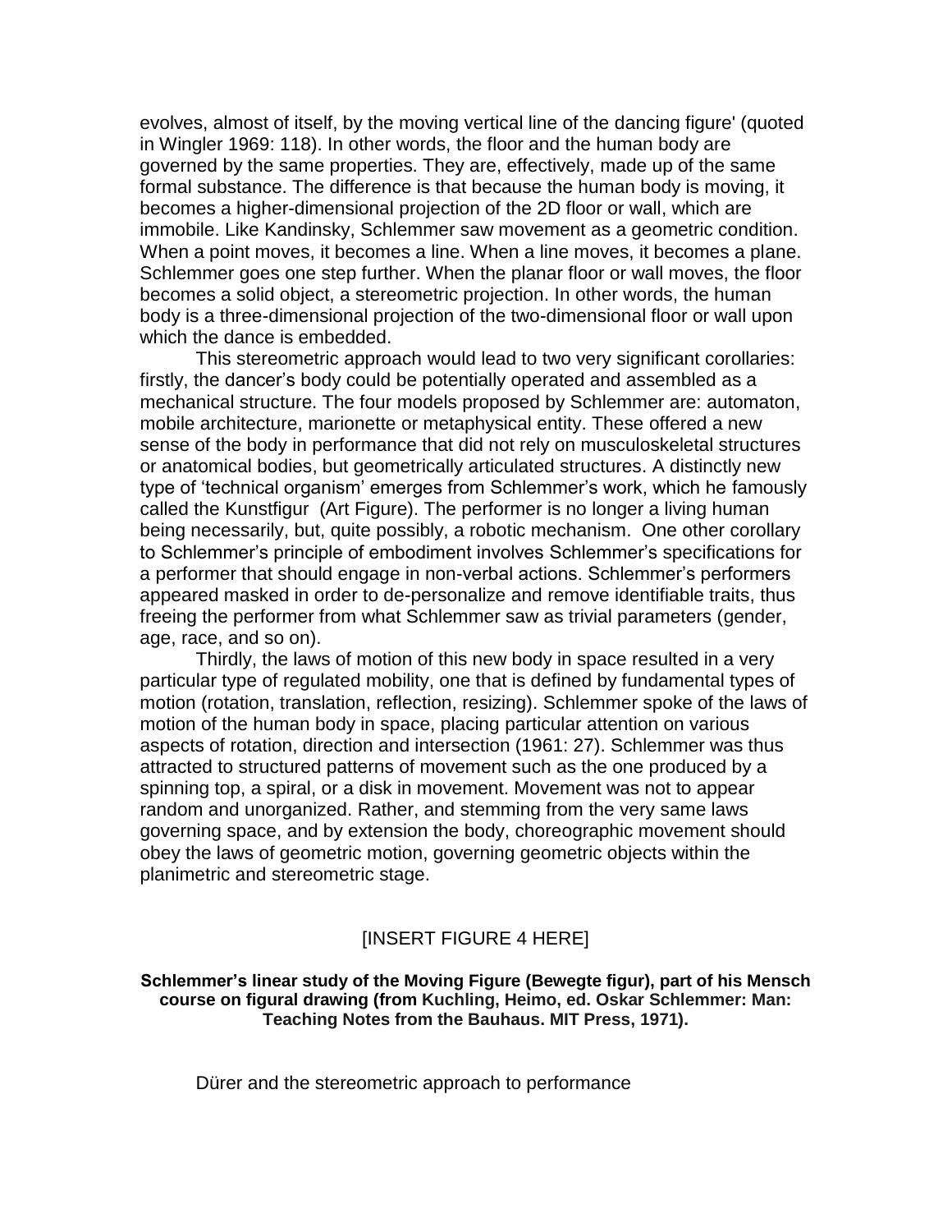evolves, almost of itself, by the moving vertical line of the dancing figure' (quoted in Wingler 1969: 118). In other words, the floor and the human body are governed by the same properties. They are, effectively, made up of the same formal substance. The difference is that because the human body is moving, it becomes a higher-dimensional projection of the 2D floor or wall, which are immobile. Like Kandinsky, Schlemmer saw movement as a geometric condition. When a point moves, it becomes a line. When a line moves, it becomes a plane. Schlemmer goes one step further. When the planar floor or wall moves, the floor becomes a solid object, a stereometric projection. In other words, the human body is a three-dimensional projection of the two-dimensional floor or wall upon which the dance is embedded.

This stereometric approach would lead to two very significant corollaries: firstly, the dancer's body could be potentially operated and assembled as a mechanical structure. The four models proposed by Schlemmer are: automaton, mobile architecture, marionette or metaphysical entity. These offered a new sense of the body in performance that did not rely on musculoskeletal structures or anatomical bodies, but geometrically articulated structures. A distinctly new type of 'technical organism' emerges from Schlemmer's work, which he famously called the Kunstfigur (Art Figure). The performer is no longer a living human being necessarily, but, quite possibly, a robotic mechanism. One other corollary to Schlemmer's principle of embodiment involves Schlemmer's specifications for a performer that should engage in non-verbal actions. Schlemmer's performers appeared masked in order to de-personalize and remove identifiable traits, thus freeing the performer from what Schlemmer saw as trivial parameters (gender, age, race, and so on).

Thirdly, the laws of motion of this new body in space resulted in a very particular type of regulated mobility, one that is defined by fundamental types of motion (rotation, translation, reflection, resizing). Schlemmer spoke of the laws of motion of the human body in space, placing particular attention on various aspects of rotation, direction and intersection (1961: 27). Schlemmer was thus attracted to structured patterns of movement such as the one produced by a spinning top, a spiral, or a disk in movement. Movement was not to appear random and unorganized. Rather, and stemming from the very same laws governing space, and by extension the body, choreographic movement should obey the laws of geometric motion, governing geometric objects within the planimetric and stereometric stage.

[INSERT FIGURE 4 HERE]

**Schlemmer's linear study of the Moving Figure (Bewegte figur), part of his Mensch course on figural drawing (from Kuchling, Heimo, ed. Oskar Schlemmer: Man: Teaching Notes from the Bauhaus. MIT Press, 1971).**

## Dürer and the stereometric approach to performance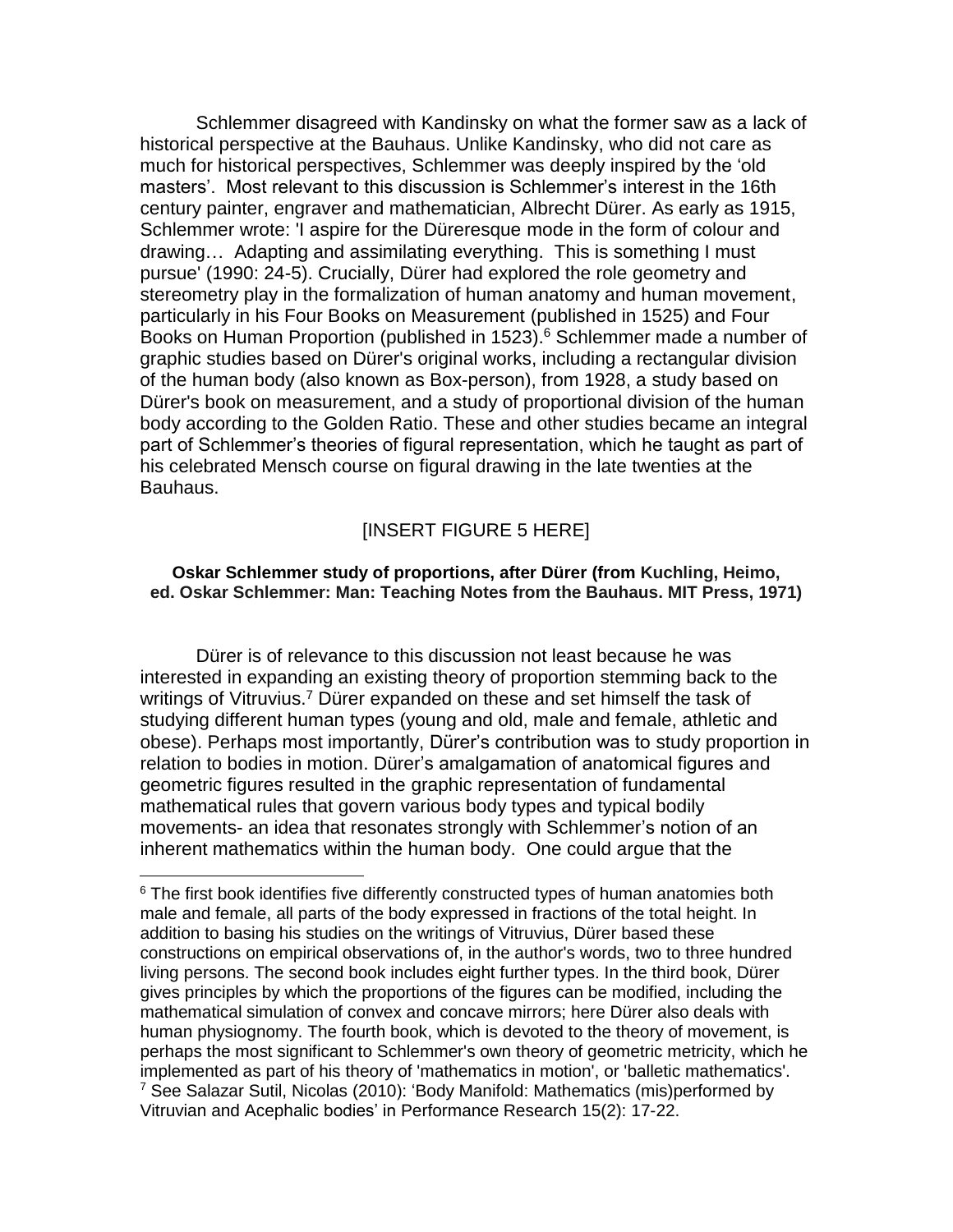Schlemmer disagreed with Kandinsky on what the former saw as a lack of historical perspective at the Bauhaus. Unlike Kandinsky, who did not care as much for historical perspectives, Schlemmer was deeply inspired by the 'old masters'. Most relevant to this discussion is Schlemmer's interest in the 16th century painter, engraver and mathematician, Albrecht Dürer. As early as 1915, Schlemmer wrote: 'I aspire for the Düreresque mode in the form of colour and drawing… Adapting and assimilating everything. This is something I must pursue' (1990: 24-5). Crucially, Dürer had explored the role geometry and stereometry play in the formalization of human anatomy and human movement, particularly in his Four Books on Measurement (published in 1525) and Four Books on Human Proportion (published in 1523).[6] Schlemmer made a number of graphic studies based on Dürer's original works, including a rectangular division of the human body (also known as Box-person), from 1928, a study based on Dürer's book on measurement, and a study of proportional division of the human body according to the Golden Ratio. These and other studies became an integral part of Schlemmer's theories of figural representation, which he taught as part of his celebrated Mensch course on figural drawing in the late twenties at the Bauhaus.

[INSERT FIGURE 5 HERE]

**Oskar Schlemmer study of proportions, after Dürer (from Kuchling, Heimo, ed. Oskar Schlemmer: Man: Teaching Notes from the Bauhaus. MIT Press, 1971)**

Dürer is of relevance to this discussion not least because he was interested in expanding an existing theory of proportion stemming back to the writings of Vitruvius.[7] Dürer expanded on these and set himself the task of studying different human types (young and old, male and female, athletic and obese). Perhaps most importantly, Dürer's contribution was to study proportion in relation to bodies in motion. Dürer's amalgamation of anatomical figures and geometric figures resulted in the graphic representation of fundamental mathematical rules that govern various body types and typical bodily movements- an idea that resonates strongly with Schlemmer's notion of an inherent mathematics within the human body. One could argue that the

---

[6] The first book identifies five differently constructed types of human anatomies both male and female, all parts of the body expressed in fractions of the total height. In addition to basing his studies on the writings of Vitruvius, Dürer based these constructions on empirical observations of, in the author's words, two to three hundred living persons. The second book includes eight further types. In the third book, Dürer gives principles by which the proportions of the figures can be modified, including the mathematical simulation of convex and concave mirrors; here Dürer also deals with human physiognomy. The fourth book, which is devoted to the theory of movement, is perhaps the most significant to Schlemmer's own theory of geometric metricity, which he implemented as part of his theory of 'mathematics in motion', or 'balletic mathematics'.

[7] See Salazar Sutil, Nicolas (2010): 'Body Manifold: Mathematics (mis)performed by Vitruvian and Acephalic bodies' in Performance Research 15(2): 17-22.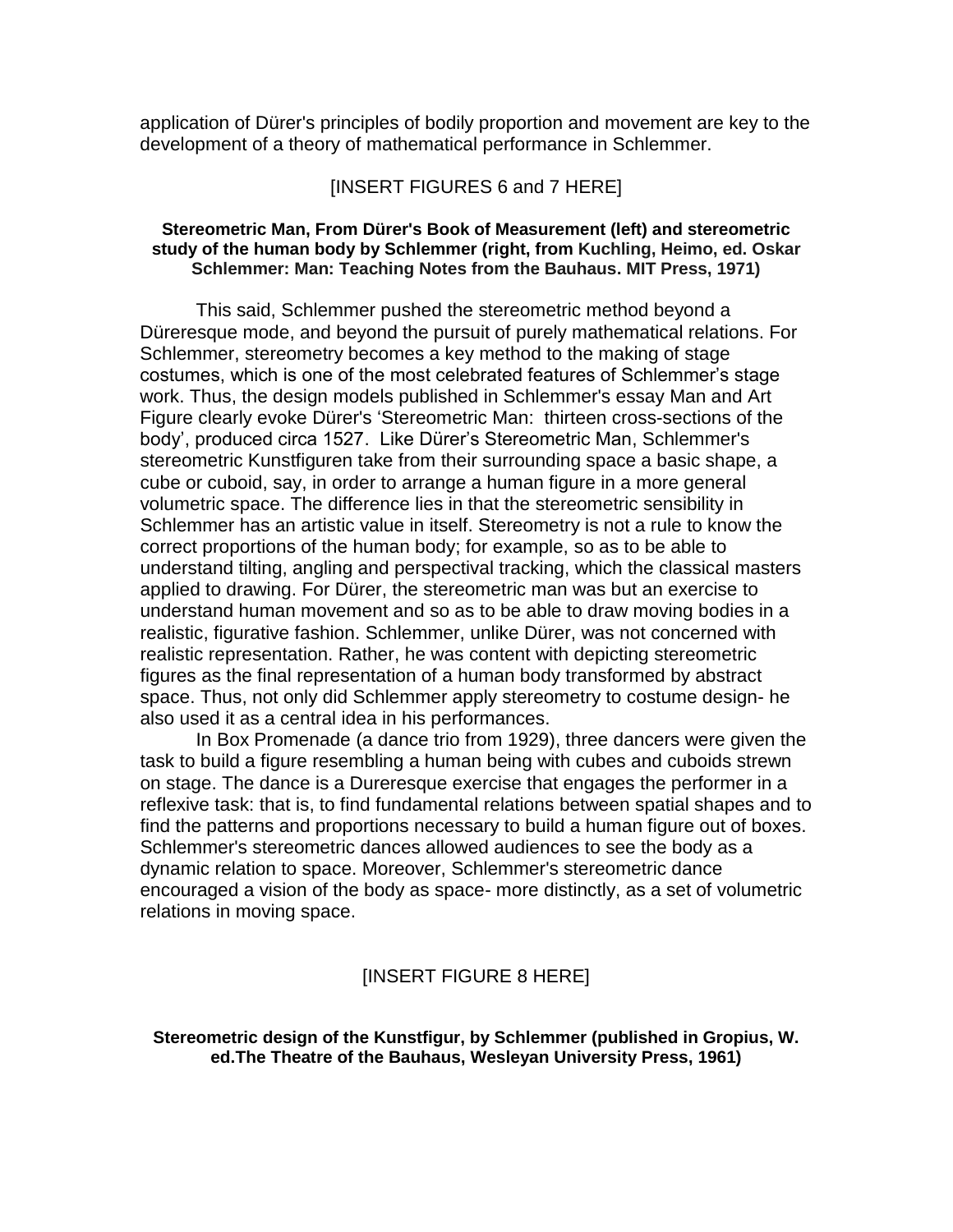application of Dürer's principles of bodily proportion and movement are key to the development of a theory of mathematical performance in Schlemmer.

[INSERT FIGURES 6 and 7 HERE]

**Stereometric Man, From Dürer's Book of Measurement (left) and stereometric study of the human body by Schlemmer (right, from Kuchling, Heimo, ed. Oskar Schlemmer: Man: Teaching Notes from the Bauhaus. MIT Press, 1971)**

This said, Schlemmer pushed the stereometric method beyond a Düreresque mode, and beyond the pursuit of purely mathematical relations. For Schlemmer, stereometry becomes a key method to the making of stage costumes, which is one of the most celebrated features of Schlemmer's stage work. Thus, the design models published in Schlemmer's essay Man and Art Figure clearly evoke Dürer's 'Stereometric Man: thirteen cross-sections of the body', produced circa 1527. Like Dürer's Stereometric Man, Schlemmer's stereometric Kunstfiguren take from their surrounding space a basic shape, a cube or cuboid, say, in order to arrange a human figure in a more general volumetric space. The difference lies in that the stereometric sensibility in Schlemmer has an artistic value in itself. Stereometry is not a rule to know the correct proportions of the human body; for example, so as to be able to understand tilting, angling and perspectival tracking, which the classical masters applied to drawing. For Dürer, the stereometric man was but an exercise to understand human movement and so as to be able to draw moving bodies in a realistic, figurative fashion. Schlemmer, unlike Dürer, was not concerned with realistic representation. Rather, he was content with depicting stereometric figures as the final representation of a human body transformed by abstract space. Thus, not only did Schlemmer apply stereometry to costume design- he also used it as a central idea in his performances.

In Box Promenade (a dance trio from 1929), three dancers were given the task to build a figure resembling a human being with cubes and cuboids strewn on stage. The dance is a Dureresque exercise that engages the performer in a reflexive task: that is, to find fundamental relations between spatial shapes and to find the patterns and proportions necessary to build a human figure out of boxes. Schlemmer's stereometric dances allowed audiences to see the body as a dynamic relation to space. Moreover, Schlemmer's stereometric dance encouraged a vision of the body as space- more distinctly, as a set of volumetric relations in moving space.

[INSERT FIGURE 8 HERE]

**Stereometric design of the Kunstfigur, by Schlemmer (published in Gropius, W. ed.The Theatre of the Bauhaus, Wesleyan University Press, 1961)**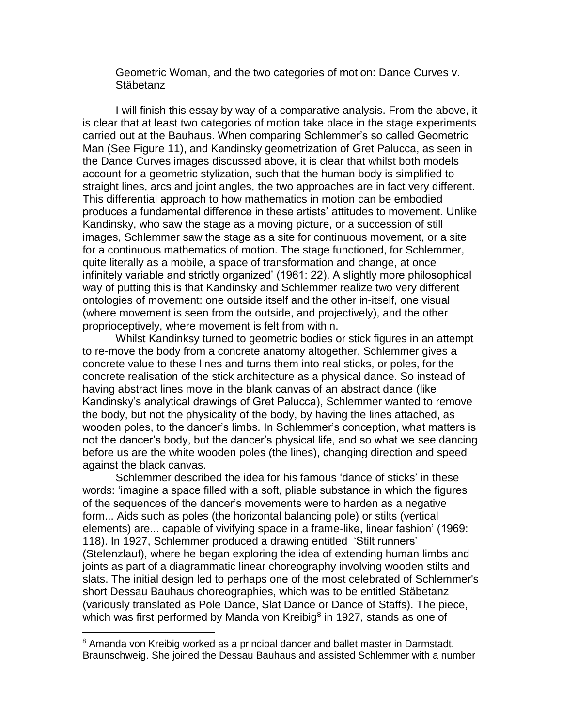Geometric Woman, and the two categories of motion: Dance Curves v. Stäbetanz

I will finish this essay by way of a comparative analysis. From the above, it is clear that at least two categories of motion take place in the stage experiments carried out at the Bauhaus. When comparing Schlemmer's so called Geometric Man (See Figure 11), and Kandinsky geometrization of Gret Palucca, as seen in the Dance Curves images discussed above, it is clear that whilst both models account for a geometric stylization, such that the human body is simplified to straight lines, arcs and joint angles, the two approaches are in fact very different. This differential approach to how mathematics in motion can be embodied produces a fundamental difference in these artists' attitudes to movement. Unlike Kandinsky, who saw the stage as a moving picture, or a succession of still images, Schlemmer saw the stage as a site for continuous movement, or a site for a continuous mathematics of motion. The stage functioned, for Schlemmer, quite literally as a mobile, a space of transformation and change, at once infinitely variable and strictly organized' (1961: 22). A slightly more philosophical way of putting this is that Kandinsky and Schlemmer realize two very different ontologies of movement: one outside itself and the other in-itself, one visual (where movement is seen from the outside, and projectively), and the other proprioceptively, where movement is felt from within.

Whilst Kandinksy turned to geometric bodies or stick figures in an attempt to re-move the body from a concrete anatomy altogether, Schlemmer gives a concrete value to these lines and turns them into real sticks, or poles, for the concrete realisation of the stick architecture as a physical dance. So instead of having abstract lines move in the blank canvas of an abstract dance (like Kandinsky's analytical drawings of Gret Palucca), Schlemmer wanted to remove the body, but not the physicality of the body, by having the lines attached, as wooden poles, to the dancer's limbs. In Schlemmer's conception, what matters is not the dancer's body, but the dancer's physical life, and so what we see dancing before us are the white wooden poles (the lines), changing direction and speed against the black canvas.

Schlemmer described the idea for his famous 'dance of sticks' in these words: 'imagine a space filled with a soft, pliable substance in which the figures of the sequences of the dancer's movements were to harden as a negative form... Aids such as poles (the horizontal balancing pole) or stilts (vertical elements) are... capable of vivifying space in a frame-like, linear fashion' (1969: 118). In 1927, Schlemmer produced a drawing entitled 'Stilt runners' (Stelenzlauf), where he began exploring the idea of extending human limbs and joints as part of a diagrammatic linear choreography involving wooden stilts and slats. The initial design led to perhaps one of the most celebrated of Schlemmer's short Dessau Bauhaus choreographies, which was to be entitled Stäbetanz (variously translated as Pole Dance, Slat Dance or Dance of Staffs). The piece, which was first performed by Manda von Kreibig[8] in 1927, stands as one of

[8] Amanda von Kreibig worked as a principal dancer and ballet master in Darmstadt, Braunschweig. She joined the Dessau Bauhaus and assisted Schlemmer with a number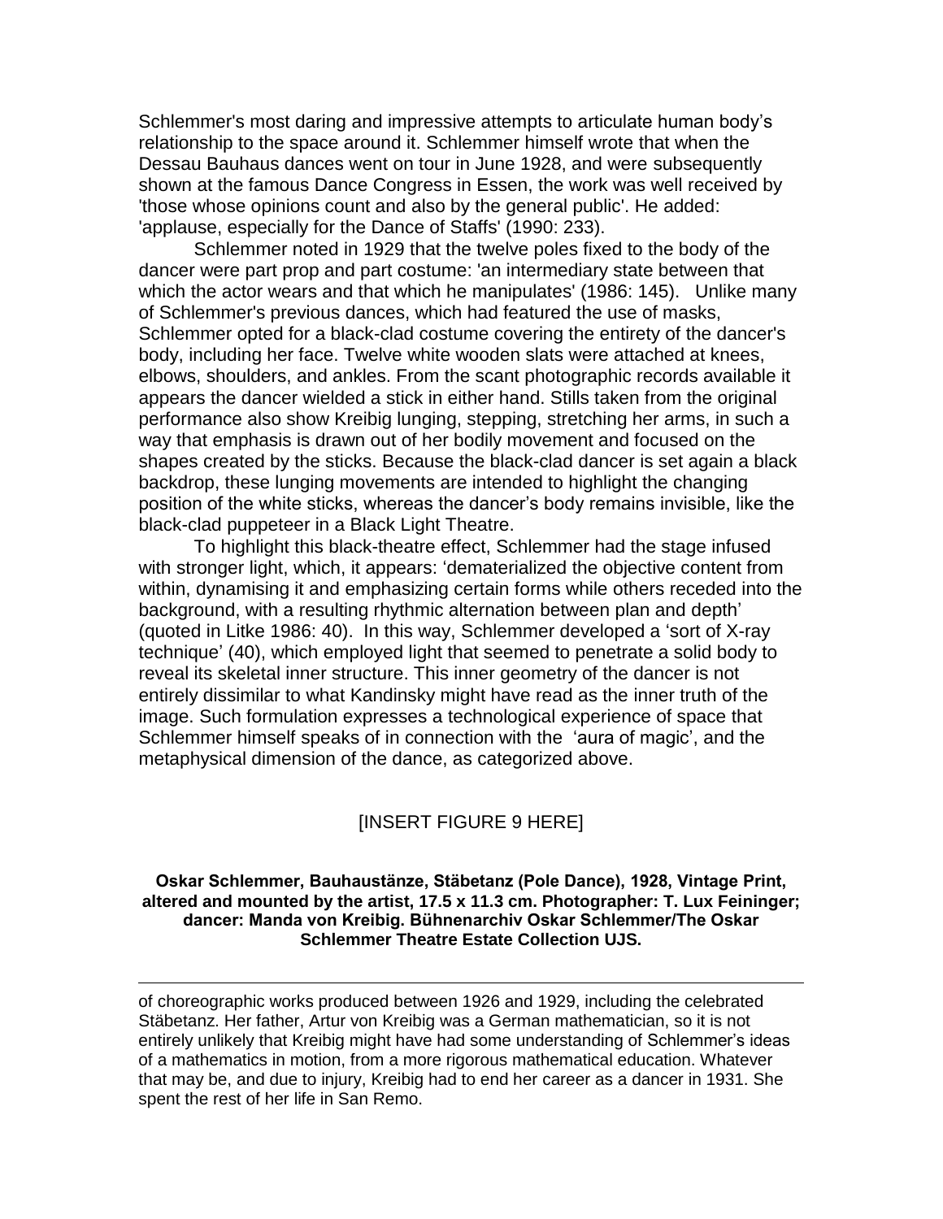Schlemmer's most daring and impressive attempts to articulate human body's relationship to the space around it. Schlemmer himself wrote that when the Dessau Bauhaus dances went on tour in June 1928, and were subsequently shown at the famous Dance Congress in Essen, the work was well received by 'those whose opinions count and also by the general public'. He added: 'applause, especially for the Dance of Staffs' (1990: 233).

Schlemmer noted in 1929 that the twelve poles fixed to the body of the dancer were part prop and part costume: 'an intermediary state between that which the actor wears and that which he manipulates' (1986: 145). Unlike many of Schlemmer's previous dances, which had featured the use of masks, Schlemmer opted for a black-clad costume covering the entirety of the dancer's body, including her face. Twelve white wooden slats were attached at knees, elbows, shoulders, and ankles. From the scant photographic records available it appears the dancer wielded a stick in either hand. Stills taken from the original performance also show Kreibig lunging, stepping, stretching her arms, in such a way that emphasis is drawn out of her bodily movement and focused on the shapes created by the sticks. Because the black-clad dancer is set again a black backdrop, these lunging movements are intended to highlight the changing position of the white sticks, whereas the dancer's body remains invisible, like the black-clad puppeteer in a Black Light Theatre.

To highlight this black-theatre effect, Schlemmer had the stage infused with stronger light, which, it appears: 'dematerialized the objective content from within, dynamising it and emphasizing certain forms while others receded into the background, with a resulting rhythmic alternation between plan and depth' (quoted in Litke 1986: 40). In this way, Schlemmer developed a 'sort of X-ray technique' (40), which employed light that seemed to penetrate a solid body to reveal its skeletal inner structure. This inner geometry of the dancer is not entirely dissimilar to what Kandinsky might have read as the inner truth of the image. Such formulation expresses a technological experience of space that Schlemmer himself speaks of in connection with the 'aura of magic', and the metaphysical dimension of the dance, as categorized above.

[INSERT FIGURE 9 HERE]

**Oskar Schlemmer, Bauhaustänze, Stäbetanz (Pole Dance), 1928, Vintage Print, altered and mounted by the artist, 17.5 x 11.3 cm. Photographer: T. Lux Feininger; dancer: Manda von Kreibig. Bühnenarchiv Oskar Schlemmer/The Oskar Schlemmer Theatre Estate Collection UJS.**

---

of choreographic works produced between 1926 and 1929, including the celebrated Stäbetanz. Her father, Artur von Kreibig was a German mathematician, so it is not entirely unlikely that Kreibig might have had some understanding of Schlemmer's ideas of a mathematics in motion, from a more rigorous mathematical education. Whatever that may be, and due to injury, Kreibig had to end her career as a dancer in 1931. She spent the rest of her life in San Remo.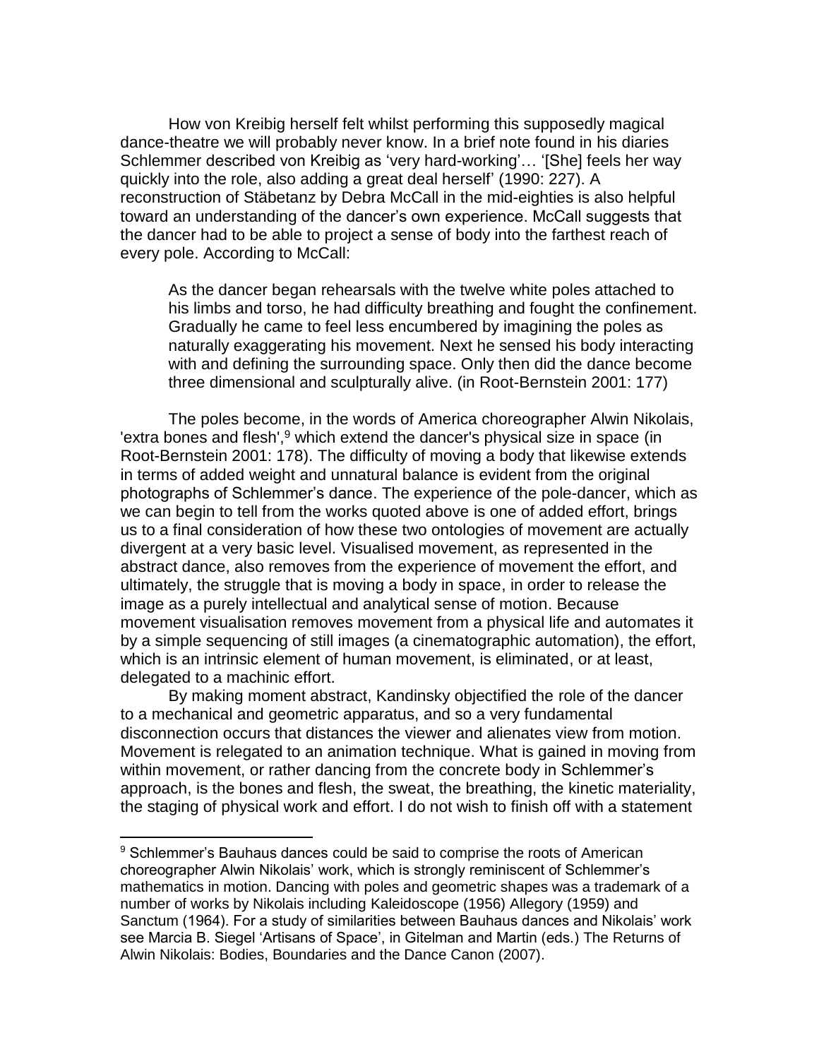How von Kreibig herself felt whilst performing this supposedly magical dance-theatre we will probably never know. In a brief note found in his diaries Schlemmer described von Kreibig as 'very hard-working'… '[She] feels her way quickly into the role, also adding a great deal herself' (1990: 227). A reconstruction of Stäbetanz by Debra McCall in the mid-eighties is also helpful toward an understanding of the dancer's own experience. McCall suggests that the dancer had to be able to project a sense of body into the farthest reach of every pole. According to McCall:

> As the dancer began rehearsals with the twelve white poles attached to his limbs and torso, he had difficulty breathing and fought the confinement. Gradually he came to feel less encumbered by imagining the poles as naturally exaggerating his movement. Next he sensed his body interacting with and defining the surrounding space. Only then did the dance become three dimensional and sculpturally alive. (in Root-Bernstein 2001: 177)

The poles become, in the words of America choreographer Alwin Nikolais, 'extra bones and flesh',[9] which extend the dancer's physical size in space (in Root-Bernstein 2001: 178). The difficulty of moving a body that likewise extends in terms of added weight and unnatural balance is evident from the original photographs of Schlemmer's dance. The experience of the pole-dancer, which as we can begin to tell from the works quoted above is one of added effort, brings us to a final consideration of how these two ontologies of movement are actually divergent at a very basic level. Visualised movement, as represented in the abstract dance, also removes from the experience of movement the effort, and ultimately, the struggle that is moving a body in space, in order to release the image as a purely intellectual and analytical sense of motion. Because movement visualisation removes movement from a physical life and automates it by a simple sequencing of still images (a cinematographic automation), the effort, which is an intrinsic element of human movement, is eliminated, or at least, delegated to a machinic effort.

By making moment abstract, Kandinsky objectified the role of the dancer to a mechanical and geometric apparatus, and so a very fundamental disconnection occurs that distances the viewer and alienates view from motion. Movement is relegated to an animation technique. What is gained in moving from within movement, or rather dancing from the concrete body in Schlemmer's approach, is the bones and flesh, the sweat, the breathing, the kinetic materiality, the staging of physical work and effort. I do not wish to finish off with a statement

---

[9] Schlemmer's Bauhaus dances could be said to comprise the roots of American choreographer Alwin Nikolais' work, which is strongly reminiscent of Schlemmer's mathematics in motion. Dancing with poles and geometric shapes was a trademark of a number of works by Nikolais including Kaleidoscope (1956) Allegory (1959) and Sanctum (1964). For a study of similarities between Bauhaus dances and Nikolais' work see Marcia B. Siegel 'Artisans of Space', in Gitelman and Martin (eds.) The Returns of Alwin Nikolais: Bodies, Boundaries and the Dance Canon (2007).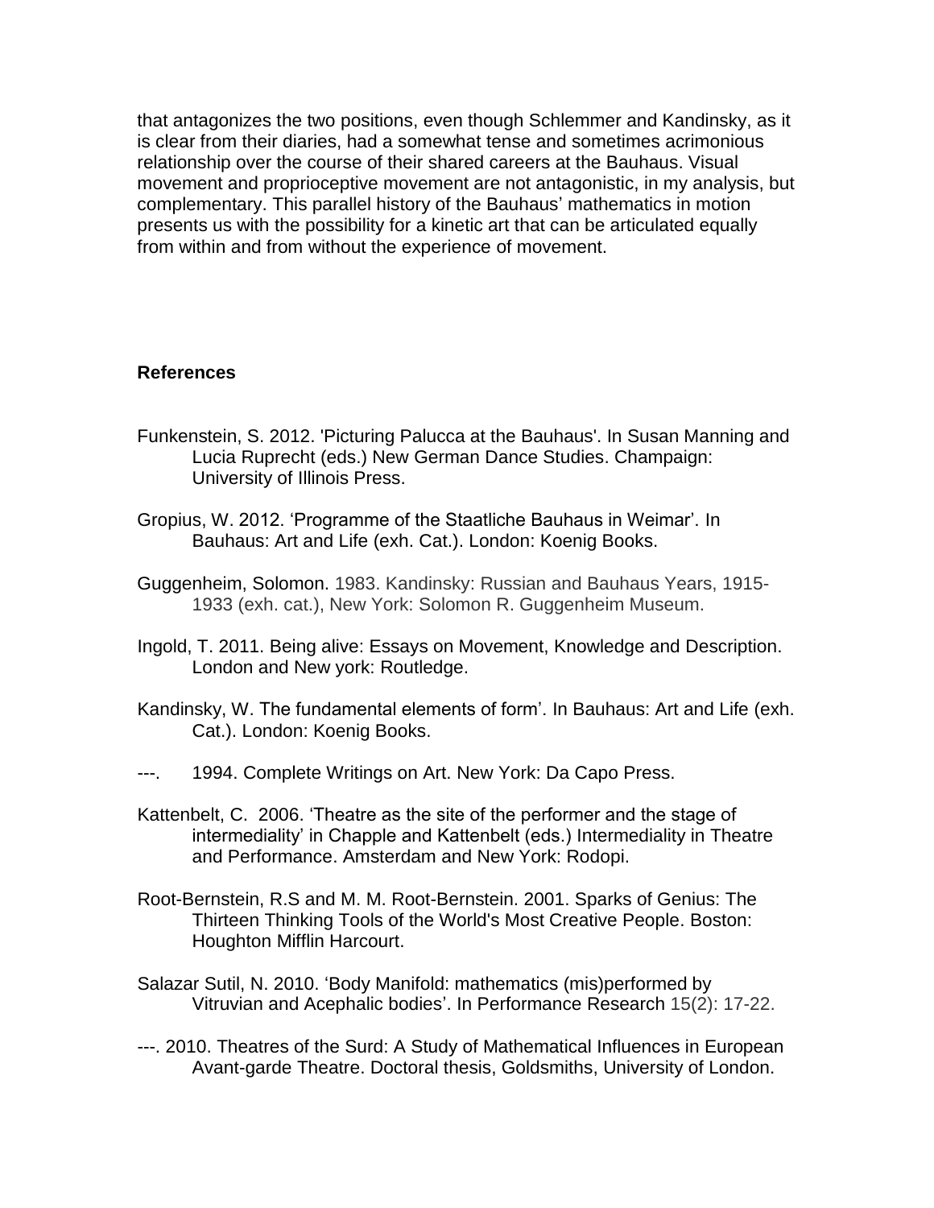that antagonizes the two positions, even though Schlemmer and Kandinsky, as it is clear from their diaries, had a somewhat tense and sometimes acrimonious relationship over the course of their shared careers at the Bauhaus. Visual movement and proprioceptive movement are not antagonistic, in my analysis, but complementary. This parallel history of the Bauhaus' mathematics in motion presents us with the possibility for a kinetic art that can be articulated equally from within and from without the experience of movement.

## References

Funkenstein, S. 2012. 'Picturing Palucca at the Bauhaus'. In Susan Manning and Lucia Ruprecht (eds.) New German Dance Studies. Champaign: University of Illinois Press.

Gropius, W. 2012. 'Programme of the Staatliche Bauhaus in Weimar'. In Bauhaus: Art and Life (exh. Cat.). London: Koenig Books.

Guggenheim, Solomon. 1983. Kandinsky: Russian and Bauhaus Years, 1915-1933 (exh. cat.), New York: Solomon R. Guggenheim Museum.

Ingold, T. 2011. Being alive: Essays on Movement, Knowledge and Description. London and New york: Routledge.

Kandinsky, W. The fundamental elements of form'. In Bauhaus: Art and Life (exh. Cat.). London: Koenig Books.

---. 1994. Complete Writings on Art. New York: Da Capo Press.

Kattenbelt, C. 2006. 'Theatre as the site of the performer and the stage of intermediality' in Chapple and Kattenbelt (eds.) Intermediality in Theatre and Performance. Amsterdam and New York: Rodopi.

Root-Bernstein, R.S and M. M. Root-Bernstein. 2001. Sparks of Genius: The Thirteen Thinking Tools of the World's Most Creative People. Boston: Houghton Mifflin Harcourt.

Salazar Sutil, N. 2010. 'Body Manifold: mathematics (mis)performed by Vitruvian and Acephalic bodies'. In Performance Research 15(2): 17-22.

---. 2010. Theatres of the Surd: A Study of Mathematical Influences in European Avant-garde Theatre. Doctoral thesis, Goldsmiths, University of London.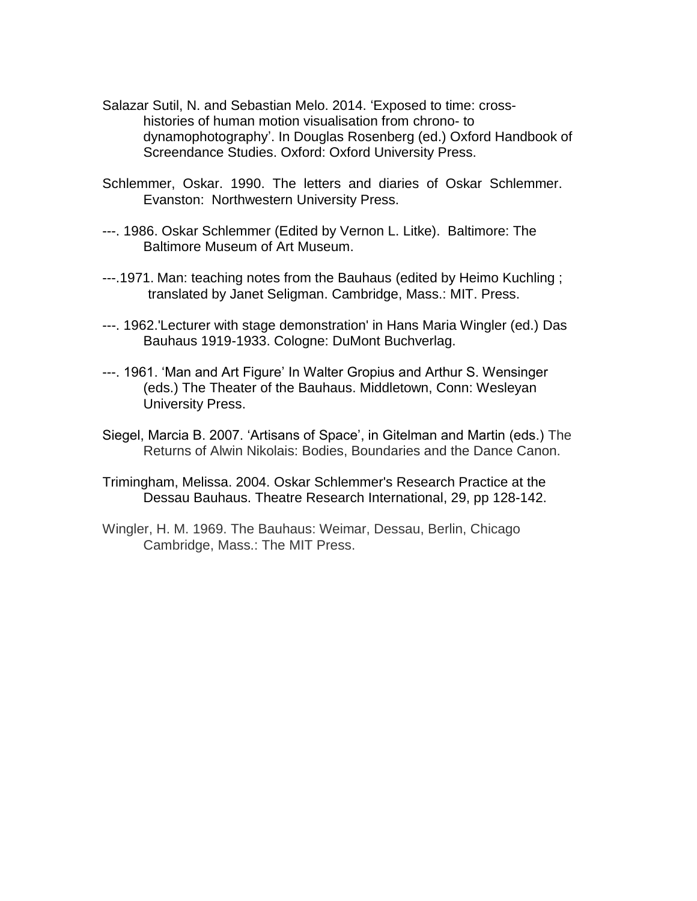Salazar Sutil, N. and Sebastian Melo. 2014. 'Exposed to time: cross-histories of human motion visualisation from chrono- to dynamophotography'. In Douglas Rosenberg (ed.) Oxford Handbook of Screendance Studies. Oxford: Oxford University Press.

Schlemmer, Oskar. 1990. The letters and diaries of Oskar Schlemmer. Evanston: Northwestern University Press.

---. 1986. Oskar Schlemmer (Edited by Vernon L. Litke). Baltimore: The Baltimore Museum of Art Museum.

---.1971. Man: teaching notes from the Bauhaus (edited by Heimo Kuchling ; translated by Janet Seligman. Cambridge, Mass.: MIT. Press.

---. 1962.'Lecturer with stage demonstration' in Hans Maria Wingler (ed.) Das Bauhaus 1919-1933. Cologne: DuMont Buchverlag.

---. 1961. 'Man and Art Figure' In Walter Gropius and Arthur S. Wensinger (eds.) The Theater of the Bauhaus. Middletown, Conn: Wesleyan University Press.

Siegel, Marcia B. 2007. 'Artisans of Space', in Gitelman and Martin (eds.) The Returns of Alwin Nikolais: Bodies, Boundaries and the Dance Canon.

Trimingham, Melissa. 2004. Oskar Schlemmer's Research Practice at the Dessau Bauhaus. Theatre Research International, 29, pp 128-142.

Wingler, H. M. 1969. The Bauhaus: Weimar, Dessau, Berlin, Chicago Cambridge, Mass.: The MIT Press.